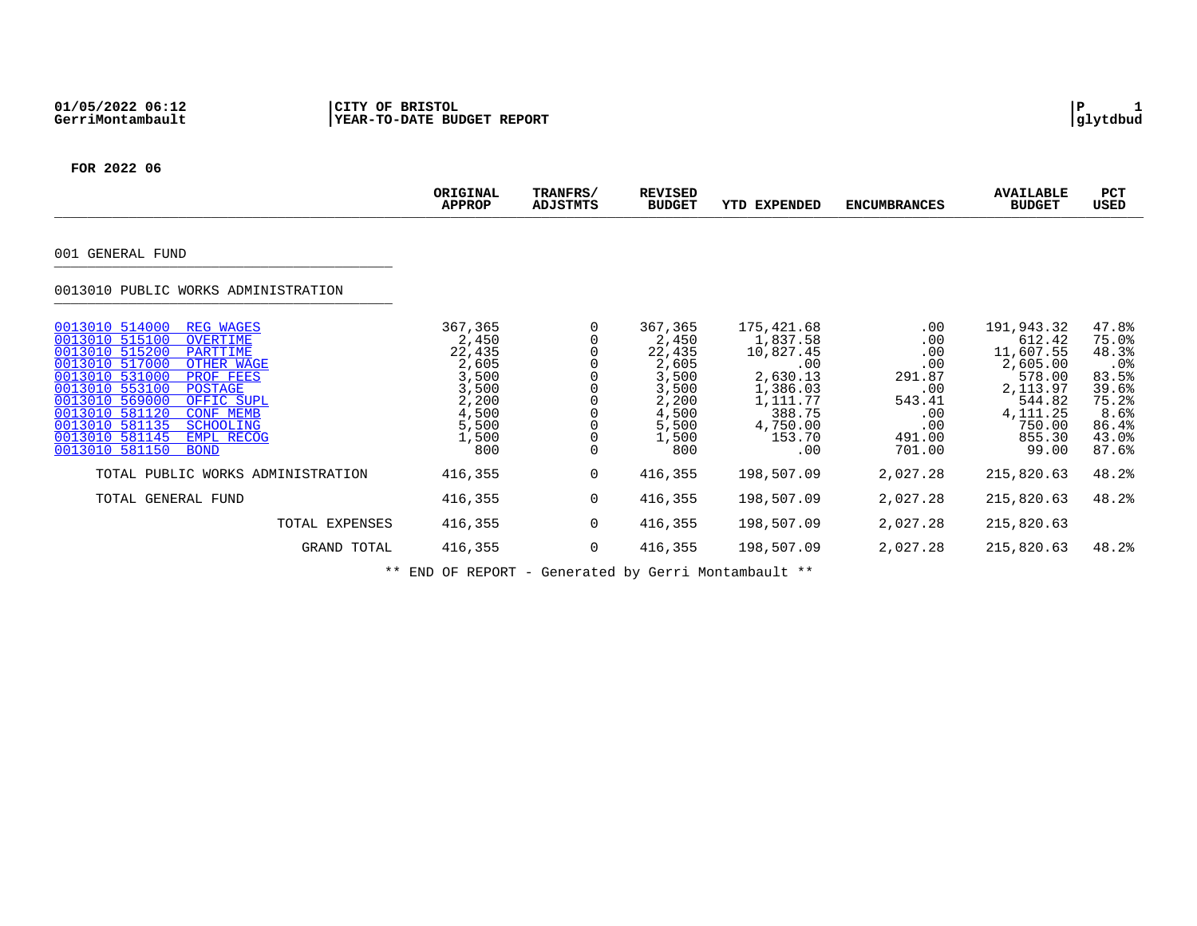01/05/2022 06:12 | CITY OF BRISTOL | P 1
GerriMontambault | YEAR-TO-DATE BUDGET REPORT | glytdbud

**FOR 2022 06**

| | ORIGINAL APPROP | TRANFRS/ ADJSTMTS | REVISED BUDGET | YTD EXPENDED | ENCUMBRANCES | AVAILABLE BUDGET | PCT USED |
|---|---|---|---|---|---|---|---|
| 001 GENERAL FUND | | | | | | | |
| 0013010 PUBLIC WORKS ADMINISTRATION | | | | | | | |
| 0013010 514000 REG WAGES | 367,365 | 0 | 367,365 | 175,421.68 | .00 | 191,943.32 | 47.8% |
| 0013010 515100 OVERTIME | 2,450 | 0 | 2,450 | 1,837.58 | .00 | 612.42 | 75.0% |
| 0013010 515200 PARTTIME | 22,435 | 0 | 22,435 | 10,827.45 | .00 | 11,607.55 | 48.3% |
| 0013010 517000 OTHER WAGE | 2,605 | 0 | 2,605 | .00 | .00 | 2,605.00 | .0% |
| 0013010 531000 PROF FEES | 3,500 | 0 | 3,500 | 2,630.13 | 291.87 | 578.00 | 83.5% |
| 0013010 553100 POSTAGE | 3,500 | 0 | 3,500 | 1,386.03 | .00 | 2,113.97 | 39.6% |
| 0013010 569000 OFFIC SUPL | 2,200 | 0 | 2,200 | 1,111.77 | 543.41 | 544.82 | 75.2% |
| 0013010 581120 CONF MEMB | 4,500 | 0 | 4,500 | 388.75 | .00 | 4,111.25 | 8.6% |
| 0013010 581135 SCHOOLING | 5,500 | 0 | 5,500 | 4,750.00 | .00 | 750.00 | 86.4% |
| 0013010 581145 EMPL RECOG | 1,500 | 0 | 1,500 | 153.70 | 491.00 | 855.30 | 43.0% |
| 0013010 581150 BOND | 800 | 0 | 800 | .00 | 701.00 | 99.00 | 87.6% |
| TOTAL PUBLIC WORKS ADMINISTRATION | 416,355 | 0 | 416,355 | 198,507.09 | 2,027.28 | 215,820.63 | 48.2% |
| TOTAL GENERAL FUND | 416,355 | 0 | 416,355 | 198,507.09 | 2,027.28 | 215,820.63 | 48.2% |
| TOTAL EXPENSES | 416,355 | 0 | 416,355 | 198,507.09 | 2,027.28 | 215,820.63 | |
| GRAND TOTAL | 416,355 | 0 | 416,355 | 198,507.09 | 2,027.28 | 215,820.63 | 48.2% |

** END OF REPORT - Generated by Gerri Montambault **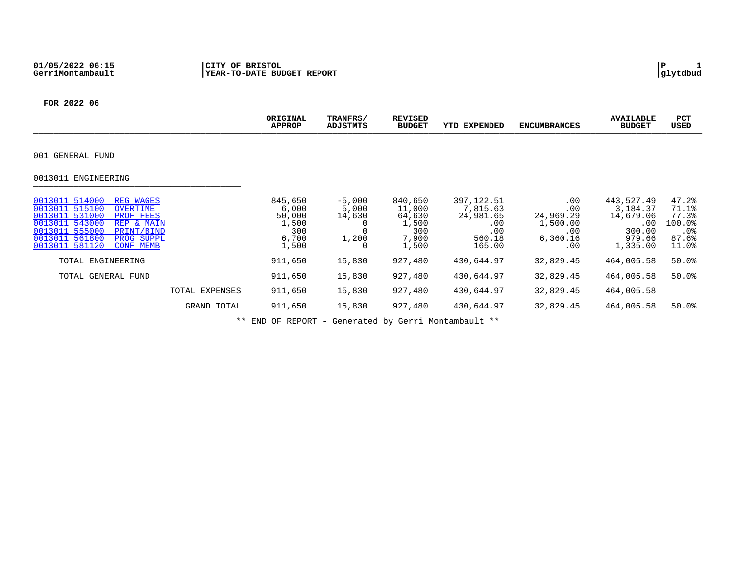01/05/2022 06:15
GerriMontambault

**CITY OF BRISTOL**
**YEAR-TO-DATE BUDGET REPORT**

P 1
glytdbud

**FOR 2022 06**

| | ORIGINAL APPROP | TRANFRS/ ADJSTMTS | REVISED BUDGET | YTD EXPENDED | ENCUMBRANCES | AVAILABLE BUDGET | PCT USED |
|---|---|---|---|---|---|---|---|
| **001 GENERAL FUND** | | | | | | | |
| **0013011 ENGINEERING** | | | | | | | |
| 0013011 514000 REG WAGES | 845,650 | -5,000 | 840,650 | 397,122.51 | .00 | 443,527.49 | 47.2% |
| 0013011 515100 OVERTIME | 6,000 | 5,000 | 11,000 | 7,815.63 | .00 | 3,184.37 | 71.1% |
| 0013011 531000 PROF FEES | 50,000 | 14,630 | 64,630 | 24,981.65 | 24,969.29 | 14,679.06 | 77.3% |
| 0013011 543000 REP & MAIN | 1,500 | 0 | 1,500 | .00 | 1,500.00 | .00 | 100.0% |
| 0013011 555000 PRINT/BIND | 300 | 0 | 300 | .00 | .00 | 300.00 | .0% |
| 0013011 561800 PROG SUPPL | 6,700 | 1,200 | 7,900 | 560.18 | 6,360.16 | 979.66 | 87.6% |
| 0013011 581120 CONF MEMB | 1,500 | 0 | 1,500 | 165.00 | .00 | 1,335.00 | 11.0% |
| TOTAL ENGINEERING | 911,650 | 15,830 | 927,480 | 430,644.97 | 32,829.45 | 464,005.58 | 50.0% |
| TOTAL GENERAL FUND | 911,650 | 15,830 | 927,480 | 430,644.97 | 32,829.45 | 464,005.58 | 50.0% |
| TOTAL EXPENSES | 911,650 | 15,830 | 927,480 | 430,644.97 | 32,829.45 | 464,005.58 | |
| GRAND TOTAL | 911,650 | 15,830 | 927,480 | 430,644.97 | 32,829.45 | 464,005.58 | 50.0% |

** END OF REPORT - Generated by Gerri Montambault **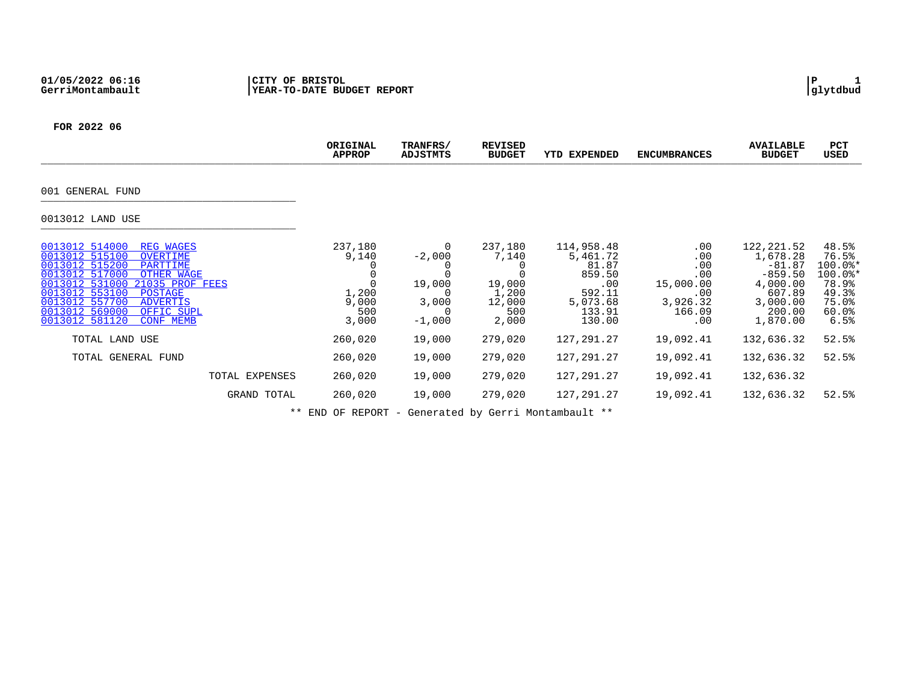01/05/2022 06:16 | CITY OF BRISTOL | P 1
GerriMontambault | YEAR-TO-DATE BUDGET REPORT | glytdbud

**FOR 2022 06**

| | ORIGINAL APPROP | TRANFRS/ ADJSTMTS | REVISED BUDGET | YTD EXPENDED | ENCUMBRANCES | AVAILABLE BUDGET | PCT USED |
|---|---|---|---|---|---|---|---|
| 001 GENERAL FUND | | | | | | | |
| 0013012 LAND USE | | | | | | | |
| 0013012 514000 REG WAGES | 237,180 | 0 | 237,180 | 114,958.48 | .00 | 122,221.52 | 48.5% |
| 0013012 515100 OVERTIME | 9,140 | -2,000 | 7,140 | 5,461.72 | .00 | 1,678.28 | 76.5% |
| 0013012 515200 PARTTIME | 0 | 0 | 0 | 81.87 | .00 | -81.87 | 100.0%* |
| 0013012 517000 OTHER WAGE | 0 | 0 | 0 | 859.50 | .00 | -859.50 | 100.0%* |
| 0013012 531000 21035 PROF FEES | 0 | 19,000 | 19,000 | .00 | 15,000.00 | 4,000.00 | 78.9% |
| 0013012 553100 POSTAGE | 1,200 | 0 | 1,200 | 592.11 | .00 | 607.89 | 49.3% |
| 0013012 557700 ADVERTIS | 9,000 | 3,000 | 12,000 | 5,073.68 | 3,926.32 | 3,000.00 | 75.0% |
| 0013012 569000 OFFIC SUPL | 500 | 0 | 500 | 133.91 | 166.09 | 200.00 | 60.0% |
| 0013012 581120 CONF MEMB | 3,000 | -1,000 | 2,000 | 130.00 | .00 | 1,870.00 | 6.5% |
| TOTAL LAND USE | 260,020 | 19,000 | 279,020 | 127,291.27 | 19,092.41 | 132,636.32 | 52.5% |
| TOTAL GENERAL FUND | 260,020 | 19,000 | 279,020 | 127,291.27 | 19,092.41 | 132,636.32 | 52.5% |
| TOTAL EXPENSES | 260,020 | 19,000 | 279,020 | 127,291.27 | 19,092.41 | 132,636.32 | |
| GRAND TOTAL | 260,020 | 19,000 | 279,020 | 127,291.27 | 19,092.41 | 132,636.32 | 52.5% |

** END OF REPORT - Generated by Gerri Montambault **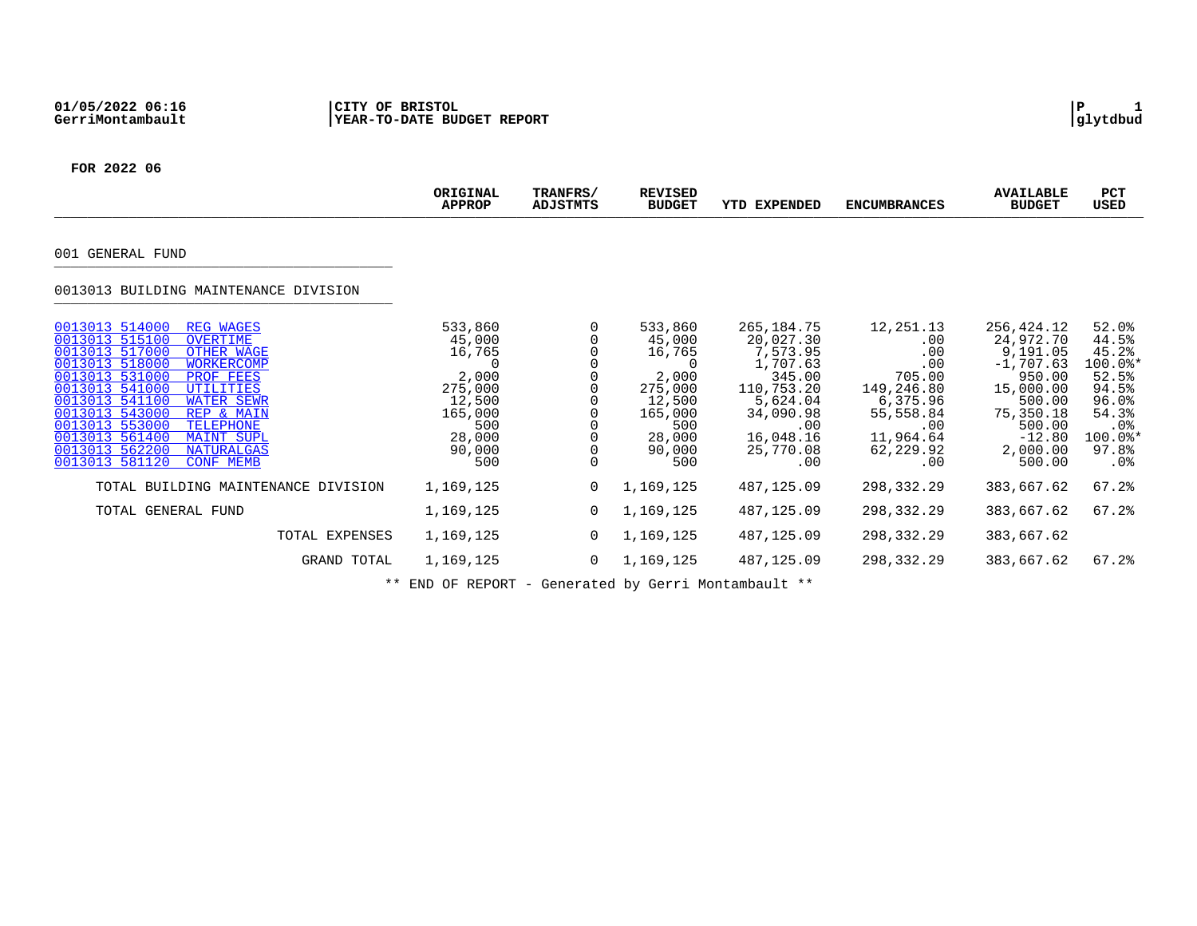01/05/2022 06:16
GerriMontambault

CITY OF BRISTOL
YEAR-TO-DATE BUDGET REPORT

P 1
glytdbud

**FOR 2022 06**

| | ORIGINAL APPROP | TRANFRS/ ADJSTMTS | REVISED BUDGET | YTD EXPENDED | ENCUMBRANCES | AVAILABLE BUDGET | PCT USED |
|---|---|---|---|---|---|---|---|
| **001 GENERAL FUND** | | | | | | | |
| **0013013 BUILDING MAINTENANCE DIVISION** | | | | | | | |
| 0013013 514000 REG WAGES | 533,860 | 0 | 533,860 | 265,184.75 | 12,251.13 | 256,424.12 | 52.0% |
| 0013013 515100 OVERTIME | 45,000 | 0 | 45,000 | 20,027.30 | .00 | 24,972.70 | 44.5% |
| 0013013 517000 OTHER WAGE | 16,765 | 0 | 16,765 | 7,573.95 | .00 | 9,191.05 | 45.2% |
| 0013013 518000 WORKERCOMP | 0 | 0 | 0 | 1,707.63 | .00 | -1,707.63 | 100.0%* |
| 0013013 531000 PROF FEES | 2,000 | 0 | 2,000 | 345.00 | 705.00 | 950.00 | 52.5% |
| 0013013 541000 UTILITIES | 275,000 | 0 | 275,000 | 110,753.20 | 149,246.80 | 15,000.00 | 94.5% |
| 0013013 541100 WATER SEWR | 12,500 | 0 | 12,500 | 5,624.04 | 6,375.96 | 500.00 | 96.0% |
| 0013013 543000 REP & MAIN | 165,000 | 0 | 165,000 | 34,090.98 | 55,558.84 | 75,350.18 | 54.3% |
| 0013013 553000 TELEPHONE | 500 | 0 | 500 | .00 | .00 | 500.00 | .0% |
| 0013013 561400 MAINT SUPL | 28,000 | 0 | 28,000 | 16,048.16 | 11,964.64 | -12.80 | 100.0%* |
| 0013013 562200 NATURALGAS | 90,000 | 0 | 90,000 | 25,770.08 | 62,229.92 | 2,000.00 | 97.8% |
| 0013013 581120 CONF MEMB | 500 | 0 | 500 | .00 | .00 | 500.00 | .0% |
| TOTAL BUILDING MAINTENANCE DIVISION | 1,169,125 | 0 | 1,169,125 | 487,125.09 | 298,332.29 | 383,667.62 | 67.2% |
| TOTAL GENERAL FUND | 1,169,125 | 0 | 1,169,125 | 487,125.09 | 298,332.29 | 383,667.62 | 67.2% |
| TOTAL EXPENSES | 1,169,125 | 0 | 1,169,125 | 487,125.09 | 298,332.29 | 383,667.62 | |
| GRAND TOTAL | 1,169,125 | 0 | 1,169,125 | 487,125.09 | 298,332.29 | 383,667.62 | 67.2% |

** END OF REPORT - Generated by Gerri Montambault **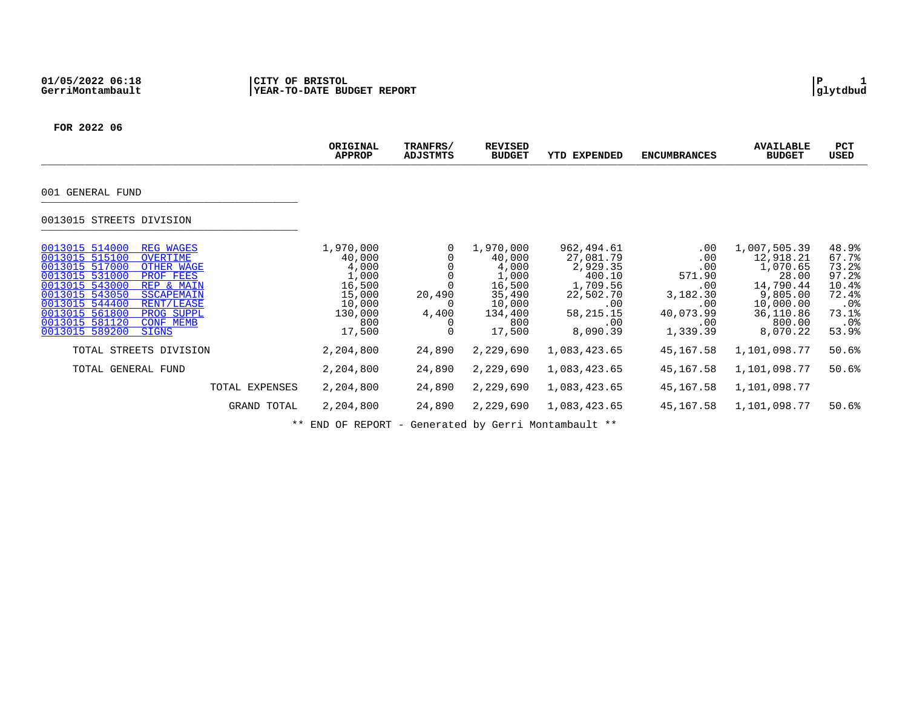CITY OF BRISTOL
YEAR-TO-DATE BUDGET REPORT

01/05/2022 06:18
GerriMontambault

P 1
glytdbud

**FOR 2022 06**

| | ORIGINAL APPROP | TRANFRS/ ADJSTMTS | REVISED BUDGET | YTD EXPENDED | ENCUMBRANCES | AVAILABLE BUDGET | PCT USED |
|---|---|---|---|---|---|---|---|
| **001 GENERAL FUND** | | | | | | | |
| **0013015 STREETS DIVISION** | | | | | | | |
| 0013015 514000 REG WAGES | 1,970,000 | 0 | 1,970,000 | 962,494.61 | .00 | 1,007,505.39 | 48.9% |
| 0013015 515100 OVERTIME | 40,000 | 0 | 40,000 | 27,081.79 | .00 | 12,918.21 | 67.7% |
| 0013015 517000 OTHER WAGE | 4,000 | 0 | 4,000 | 2,929.35 | .00 | 1,070.65 | 73.2% |
| 0013015 531000 PROF FEES | 1,000 | 0 | 1,000 | 400.10 | 571.90 | 28.00 | 97.2% |
| 0013015 543000 REP & MAIN | 16,500 | 0 | 16,500 | 1,709.56 | .00 | 14,790.44 | 10.4% |
| 0013015 543050 SSCAPEMAIN | 15,000 | 20,490 | 35,490 | 22,502.70 | 3,182.30 | 9,805.00 | 72.4% |
| 0013015 544400 RENT/LEASE | 10,000 | 0 | 10,000 | .00 | .00 | 10,000.00 | .0% |
| 0013015 561800 PROG SUPPL | 130,000 | 4,400 | 134,400 | 58,215.15 | 40,073.99 | 36,110.86 | 73.1% |
| 0013015 581120 CONF MEMB | 800 | 0 | 800 | .00 | .00 | 800.00 | .0% |
| 0013015 589200 SIGNS | 17,500 | 0 | 17,500 | 8,090.39 | 1,339.39 | 8,070.22 | 53.9% |
| TOTAL STREETS DIVISION | 2,204,800 | 24,890 | 2,229,690 | 1,083,423.65 | 45,167.58 | 1,101,098.77 | 50.6% |
| TOTAL GENERAL FUND | 2,204,800 | 24,890 | 2,229,690 | 1,083,423.65 | 45,167.58 | 1,101,098.77 | 50.6% |
| TOTAL EXPENSES | 2,204,800 | 24,890 | 2,229,690 | 1,083,423.65 | 45,167.58 | 1,101,098.77 | |
| GRAND TOTAL | 2,204,800 | 24,890 | 2,229,690 | 1,083,423.65 | 45,167.58 | 1,101,098.77 | 50.6% |

** END OF REPORT - Generated by Gerri Montambault **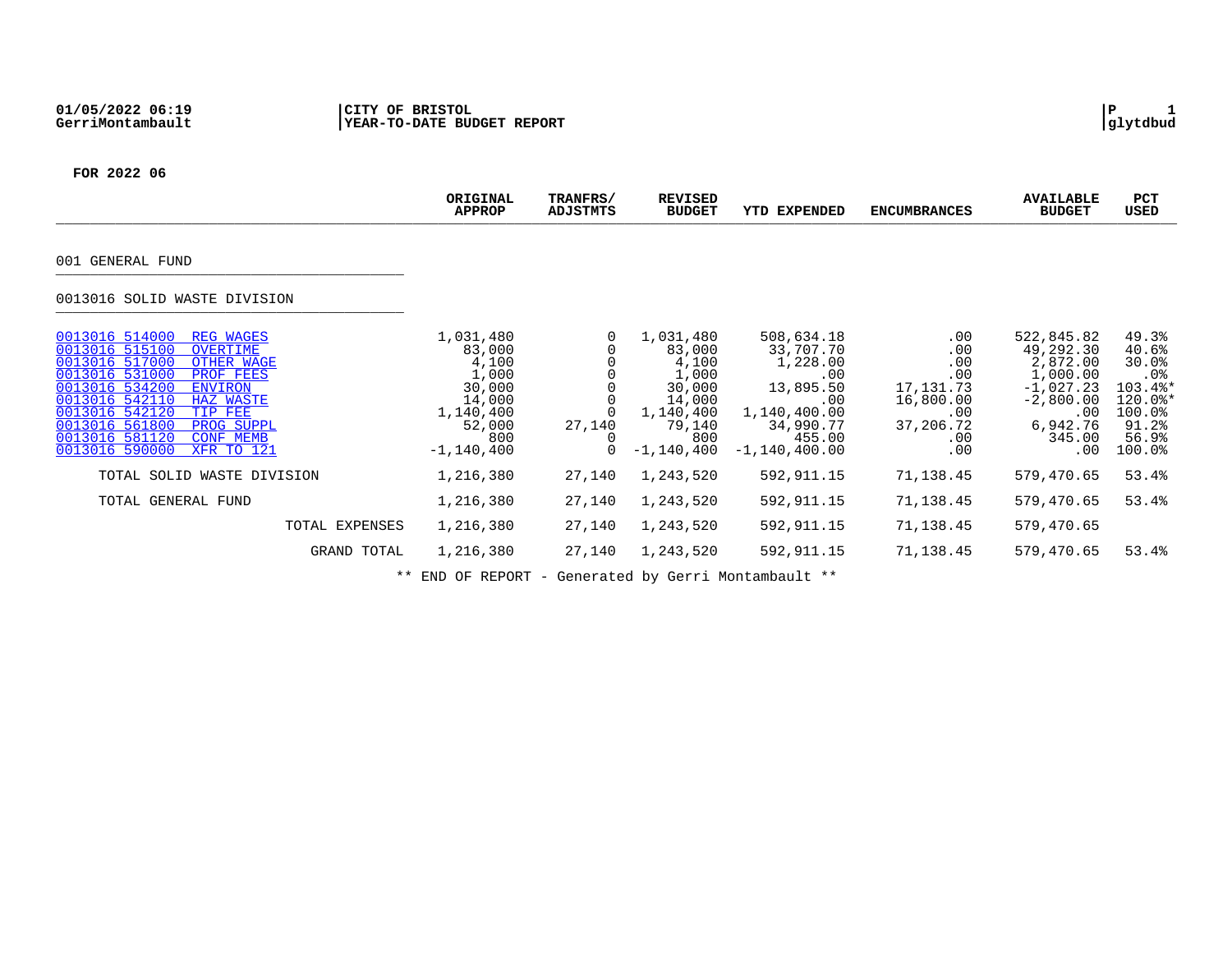01/05/2022 06:19 | CITY OF BRISTOL | P 1
GerriMontambault | YEAR-TO-DATE BUDGET REPORT | glytdbud

FOR 2022 06

| | ORIGINAL APPROP | TRANFRS/ ADJSTMTS | REVISED BUDGET | YTD EXPENDED | ENCUMBRANCES | AVAILABLE BUDGET | PCT USED |
|---|---|---|---|---|---|---|---|
| **001 GENERAL FUND** | | | | | | | |
| **0013016 SOLID WASTE DIVISION** | | | | | | | |
| 0013016 514000 REG WAGES | 1,031,480 | 0 | 1,031,480 | 508,634.18 | .00 | 522,845.82 | 49.3% |
| 0013016 515100 OVERTIME | 83,000 | 0 | 83,000 | 33,707.70 | .00 | 49,292.30 | 40.6% |
| 0013016 517000 OTHER WAGE | 4,100 | 0 | 4,100 | 1,228.00 | .00 | 2,872.00 | 30.0% |
| 0013016 531000 PROF FEES | 1,000 | 0 | 1,000 | .00 | .00 | 1,000.00 | .0% |
| 0013016 534200 ENVIRON | 30,000 | 0 | 30,000 | 13,895.50 | 17,131.73 | -1,027.23 | 103.4%* |
| 0013016 542110 HAZ WASTE | 14,000 | 0 | 14,000 | .00 | 16,800.00 | -2,800.00 | 120.0%* |
| 0013016 542120 TIP FEE | 1,140,400 | 0 | 1,140,400 | 1,140,400.00 | .00 | .00 | 100.0% |
| 0013016 561800 PROG SUPPL | 52,000 | 27,140 | 79,140 | 34,990.77 | 37,206.72 | 6,942.76 | 91.2% |
| 0013016 581120 CONF MEMB | 800 | 0 | 800 | 455.00 | .00 | 345.00 | 56.9% |
| 0013016 590000 XFR TO 121 | -1,140,400 | 0 | -1,140,400 | -1,140,400.00 | .00 | .00 | 100.0% |
| TOTAL SOLID WASTE DIVISION | 1,216,380 | 27,140 | 1,243,520 | 592,911.15 | 71,138.45 | 579,470.65 | 53.4% |
| TOTAL GENERAL FUND | 1,216,380 | 27,140 | 1,243,520 | 592,911.15 | 71,138.45 | 579,470.65 | 53.4% |
| TOTAL EXPENSES | 1,216,380 | 27,140 | 1,243,520 | 592,911.15 | 71,138.45 | 579,470.65 | |
| GRAND TOTAL | 1,216,380 | 27,140 | 1,243,520 | 592,911.15 | 71,138.45 | 579,470.65 | 53.4% |

** END OF REPORT - Generated by Gerri Montambault **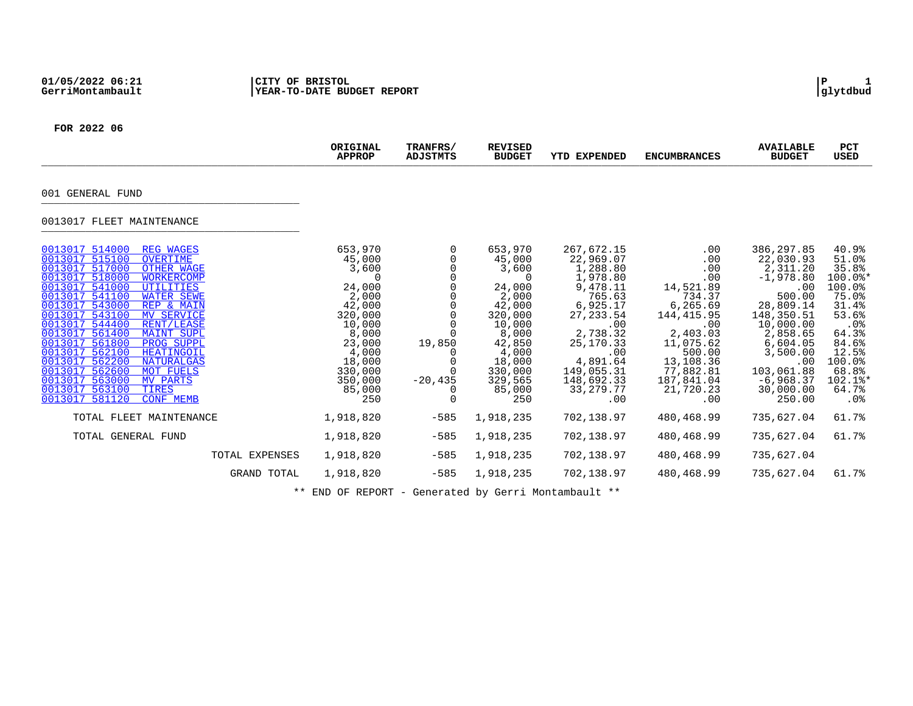**01/05/2022 06:21**
**GerriMontambault**

**CITY OF BRISTOL**
**YEAR-TO-DATE BUDGET REPORT**

**P 1**
**glytdbud**

**FOR 2022 06**

| | ORIGINAL APPROP | TRANFRS/ ADJSTMTS | REVISED BUDGET | YTD EXPENDED | ENCUMBRANCES | AVAILABLE BUDGET | PCT USED |
|---|---|---|---|---|---|---|---|
| **001 GENERAL FUND** | | | | | | | |
| **0013017 FLEET MAINTENANCE** | | | | | | | |
| 0013017 514000 REG WAGES | 653,970 | 0 | 653,970 | 267,672.15 | .00 | 386,297.85 | 40.9% |
| 0013017 515100 OVERTIME | 45,000 | 0 | 45,000 | 22,969.07 | .00 | 22,030.93 | 51.0% |
| 0013017 517000 OTHER WAGE | 3,600 | 0 | 3,600 | 1,288.80 | .00 | 2,311.20 | 35.8% |
| 0013017 518000 WORKERCOMP | 0 | 0 | 0 | 1,978.80 | .00 | -1,978.80 | 100.0%* |
| 0013017 541000 UTILITIES | 24,000 | 0 | 24,000 | 9,478.11 | 14,521.89 | .00 | 100.0% |
| 0013017 541100 WATER SEWE | 2,000 | 0 | 2,000 | 765.63 | 734.37 | 500.00 | 75.0% |
| 0013017 543000 REP & MAIN | 42,000 | 0 | 42,000 | 6,925.17 | 6,265.69 | 28,809.14 | 31.4% |
| 0013017 543100 MV SERVICE | 320,000 | 0 | 320,000 | 27,233.54 | 144,415.95 | 148,350.51 | 53.6% |
| 0013017 544400 RENT/LEASE | 10,000 | 0 | 10,000 | .00 | .00 | 10,000.00 | .0% |
| 0013017 561400 MAINT SUPL | 8,000 | 0 | 8,000 | 2,738.32 | 2,403.03 | 2,858.65 | 64.3% |
| 0013017 561800 PROG SUPPL | 23,000 | 19,850 | 42,850 | 25,170.33 | 11,075.62 | 6,604.05 | 84.6% |
| 0013017 562100 HEATINGOIL | 4,000 | 0 | 4,000 | .00 | 500.00 | 3,500.00 | 12.5% |
| 0013017 562200 NATURALGAS | 18,000 | 0 | 18,000 | 4,891.64 | 13,108.36 | .00 | 100.0% |
| 0013017 562600 MOT FUELS | 330,000 | 0 | 330,000 | 149,055.31 | 77,882.81 | 103,061.88 | 68.8% |
| 0013017 563000 MV PARTS | 350,000 | -20,435 | 329,565 | 148,692.33 | 187,841.04 | -6,968.37 | 102.1%* |
| 0013017 563100 TIRES | 85,000 | 0 | 85,000 | 33,279.77 | 21,720.23 | 30,000.00 | 64.7% |
| 0013017 581120 CONF MEMB | 250 | 0 | 250 | .00 | .00 | 250.00 | .0% |
| TOTAL FLEET MAINTENANCE | 1,918,820 | -585 | 1,918,235 | 702,138.97 | 480,468.99 | 735,627.04 | 61.7% |
| TOTAL GENERAL FUND | 1,918,820 | -585 | 1,918,235 | 702,138.97 | 480,468.99 | 735,627.04 | 61.7% |
| TOTAL EXPENSES | 1,918,820 | -585 | 1,918,235 | 702,138.97 | 480,468.99 | 735,627.04 | |
| GRAND TOTAL | 1,918,820 | -585 | 1,918,235 | 702,138.97 | 480,468.99 | 735,627.04 | 61.7% |

** END OF REPORT - Generated by Gerri Montambault **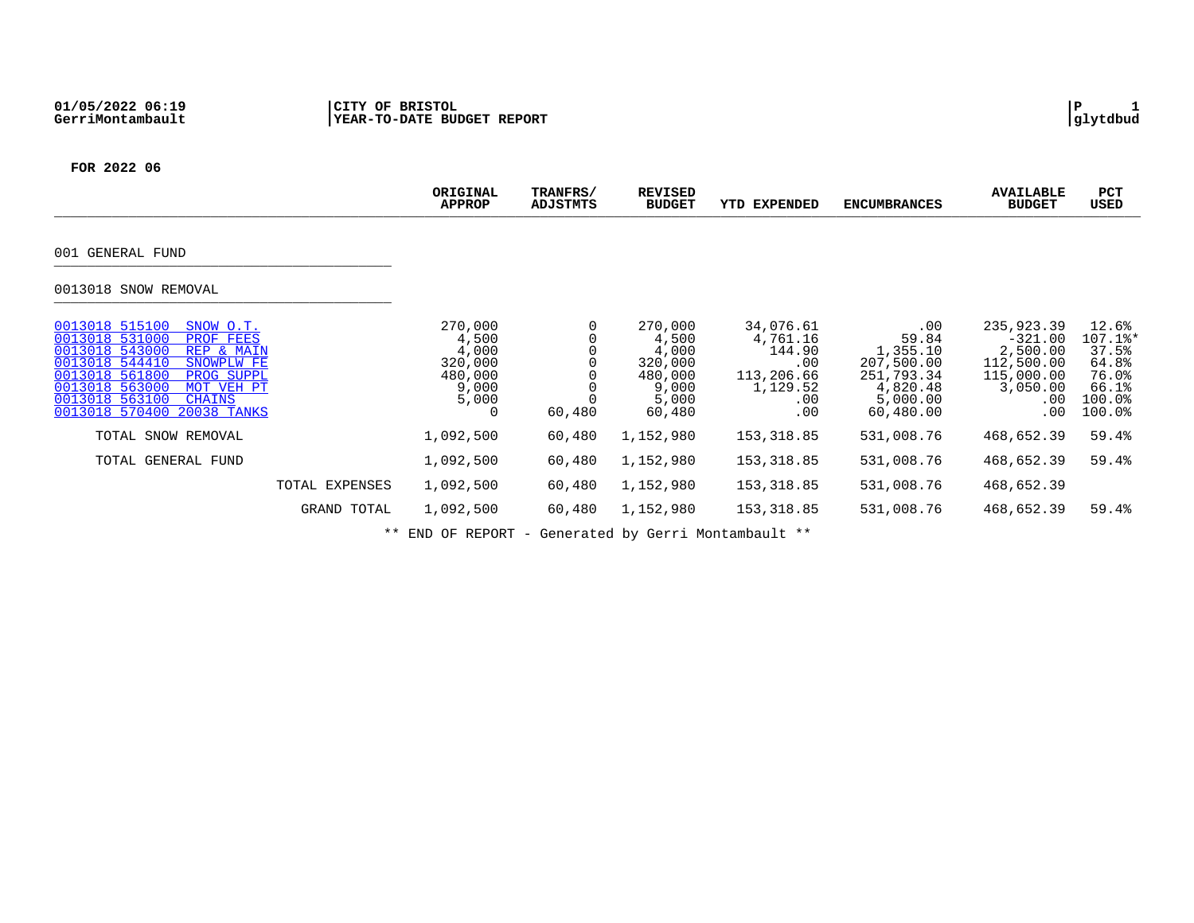01/05/2022 06:19 | CITY OF BRISTOL | P 1
GerriMontambault | YEAR-TO-DATE BUDGET REPORT | glytdbud

**FOR 2022 06**

| | ORIGINAL APPROP | TRANFRS/ ADJSTMTS | REVISED BUDGET | YTD EXPENDED | ENCUMBRANCES | AVAILABLE BUDGET | PCT USED |
|---|---|---|---|---|---|---|---|
| **001 GENERAL FUND** | | | | | | | |
| **0013018 SNOW REMOVAL** | | | | | | | |
| 0013018 515100 SNOW O.T. | 270,000 | 0 | 270,000 | 34,076.61 | .00 | 235,923.39 | 12.6% |
| 0013018 531000 PROF FEES | 4,500 | 0 | 4,500 | 4,761.16 | 59.84 | -321.00 | 107.1%* |
| 0013018 543000 REP & MAIN | 4,000 | 0 | 4,000 | 144.90 | 1,355.10 | 2,500.00 | 37.5% |
| 0013018 544410 SNOWPLW FE | 320,000 | 0 | 320,000 | .00 | 207,500.00 | 112,500.00 | 64.8% |
| 0013018 561800 PROG SUPPL | 480,000 | 0 | 480,000 | 113,206.66 | 251,793.34 | 115,000.00 | 76.0% |
| 0013018 563000 MOT VEH PT | 9,000 | 0 | 9,000 | 1,129.52 | 4,820.48 | 3,050.00 | 66.1% |
| 0013018 563100 CHAINS | 5,000 | 0 | 5,000 | .00 | 5,000.00 | .00 | 100.0% |
| 0013018 570400 20038 TANKS | 0 | 60,480 | 60,480 | .00 | 60,480.00 | .00 | 100.0% |
| TOTAL SNOW REMOVAL | 1,092,500 | 60,480 | 1,152,980 | 153,318.85 | 531,008.76 | 468,652.39 | 59.4% |
| TOTAL GENERAL FUND | 1,092,500 | 60,480 | 1,152,980 | 153,318.85 | 531,008.76 | 468,652.39 | 59.4% |
| TOTAL EXPENSES | 1,092,500 | 60,480 | 1,152,980 | 153,318.85 | 531,008.76 | 468,652.39 | |
| GRAND TOTAL | 1,092,500 | 60,480 | 1,152,980 | 153,318.85 | 531,008.76 | 468,652.39 | 59.4% |

** END OF REPORT - Generated by Gerri Montambault **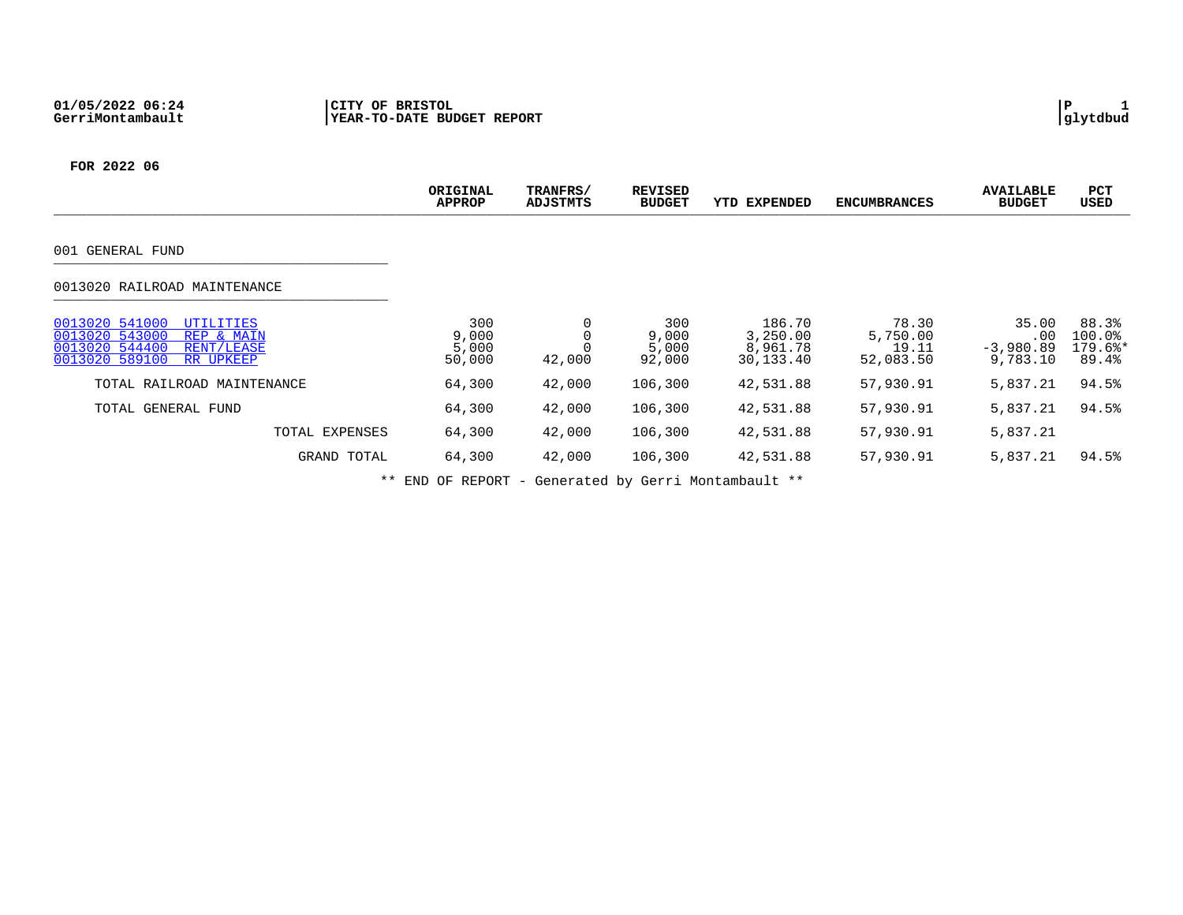01/05/2022 06:24
GerriMontambault

**CITY OF BRISTOL**
**YEAR-TO-DATE BUDGET REPORT**

P 1
glytdbud

**FOR 2022 06**

| | ORIGINAL APPROP | TRANFRS/ ADJSTMTS | REVISED BUDGET | YTD EXPENDED | ENCUMBRANCES | AVAILABLE BUDGET | PCT USED |
|---|---|---|---|---|---|---|---|
| **001 GENERAL FUND** | | | | | | | |
| **0013020 RAILROAD MAINTENANCE** | | | | | | | |
| 0013020 541000 UTILITIES | 300 | 0 | 300 | 186.70 | 78.30 | 35.00 | 88.3% |
| 0013020 543000 REP & MAIN | 9,000 | 0 | 9,000 | 3,250.00 | 5,750.00 | .00 | 100.0% |
| 0013020 544400 RENT/LEASE | 5,000 | 0 | 5,000 | 8,961.78 | 19.11 | -3,980.89 | 179.6%* |
| 0013020 589100 RR UPKEEP | 50,000 | 42,000 | 92,000 | 30,133.40 | 52,083.50 | 9,783.10 | 89.4% |
| TOTAL RAILROAD MAINTENANCE | 64,300 | 42,000 | 106,300 | 42,531.88 | 57,930.91 | 5,837.21 | 94.5% |
| TOTAL GENERAL FUND | 64,300 | 42,000 | 106,300 | 42,531.88 | 57,930.91 | 5,837.21 | 94.5% |
| TOTAL EXPENSES | 64,300 | 42,000 | 106,300 | 42,531.88 | 57,930.91 | 5,837.21 | |
| GRAND TOTAL | 64,300 | 42,000 | 106,300 | 42,531.88 | 57,930.91 | 5,837.21 | 94.5% |

** END OF REPORT - Generated by Gerri Montambault **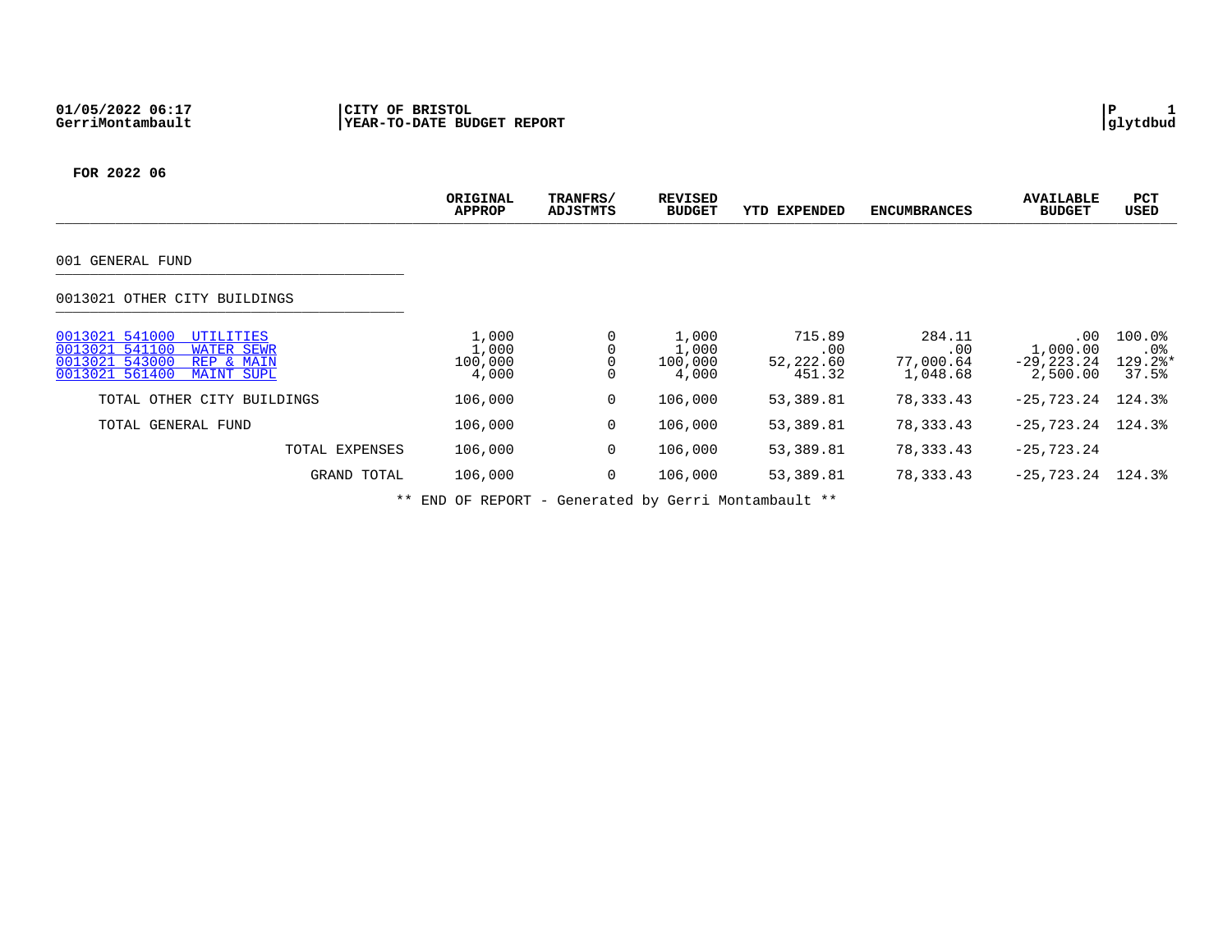**01/05/2022 06:17** **CITY OF BRISTOL**
**GerriMontambault** **YEAR-TO-DATE BUDGET REPORT**

**FOR 2022 06**

| | ORIGINAL APPROP | TRANFRS/ ADJSTMTS | REVISED BUDGET | YTD EXPENDED | ENCUMBRANCES | AVAILABLE BUDGET | PCT USED |
|---|---|---|---|---|---|---|---|
| 001 GENERAL FUND | | | | | | | |
| 0013021 OTHER CITY BUILDINGS | | | | | | | |
| 0013021 541000 UTILITIES | 1,000 | 0 | 1,000 | 715.89 | 284.11 | .00 | 100.0% |
| 0013021 541100 WATER SEWR | 1,000 | 0 | 1,000 | .00 | .00 | 1,000.00 | .0% |
| 0013021 543000 REP & MAIN | 100,000 | 0 | 100,000 | 52,222.60 | 77,000.64 | -29,223.24 | 129.2%* |
| 0013021 561400 MAINT SUPL | 4,000 | 0 | 4,000 | 451.32 | 1,048.68 | 2,500.00 | 37.5% |
| TOTAL OTHER CITY BUILDINGS | 106,000 | 0 | 106,000 | 53,389.81 | 78,333.43 | -25,723.24 | 124.3% |
| TOTAL GENERAL FUND | 106,000 | 0 | 106,000 | 53,389.81 | 78,333.43 | -25,723.24 | 124.3% |
| TOTAL EXPENSES | 106,000 | 0 | 106,000 | 53,389.81 | 78,333.43 | -25,723.24 | |
| GRAND TOTAL | 106,000 | 0 | 106,000 | 53,389.81 | 78,333.43 | -25,723.24 | 124.3% |

** END OF REPORT - Generated by Gerri Montambault **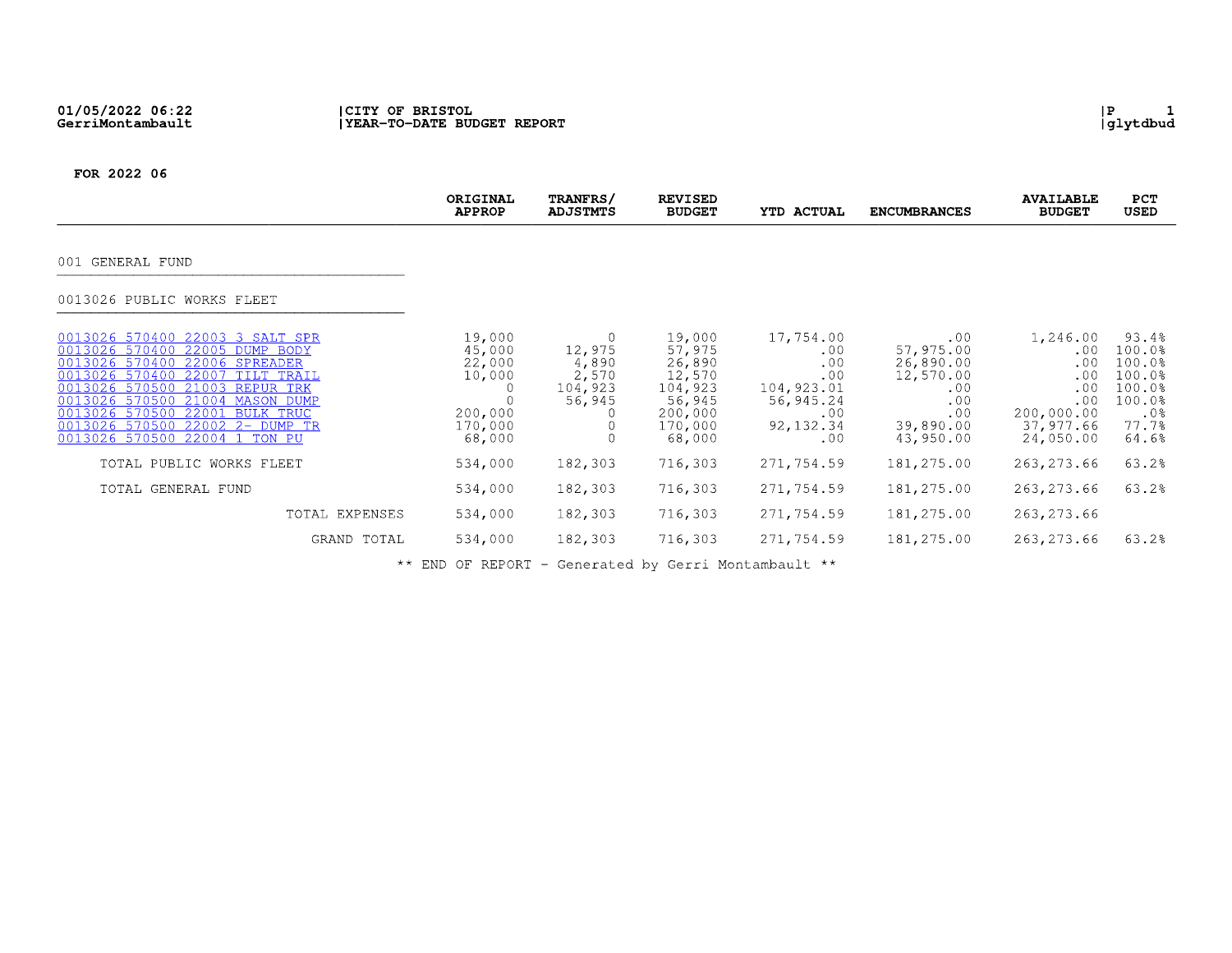01/05/2022 06:22 | CITY OF BRISTOL | P 1
GerriMontambault | YEAR-TO-DATE BUDGET REPORT | glytdbud

FOR 2022 06

| | ORIGINAL APPROP | TRANFRS/ ADJSTMTS | REVISED BUDGET | YTD ACTUAL | ENCUMBRANCES | AVAILABLE BUDGET | PCT USED |
|---|---|---|---|---|---|---|---|
| **001 GENERAL FUND** | | | | | | | |
| **0013026 PUBLIC WORKS FLEET** | | | | | | | |
| 0013026 570400 22003 3 SALT SPR | 19,000 | 0 | 19,000 | 17,754.00 | .00 | 1,246.00 | 93.4% |
| 0013026 570400 22005 DUMP BODY | 45,000 | 12,975 | 57,975 | .00 | 57,975.00 | .00 | 100.0% |
| 0013026 570400 22006 SPREADER | 22,000 | 4,890 | 26,890 | .00 | 26,890.00 | .00 | 100.0% |
| 0013026 570400 22007 TILT TRAIL | 10,000 | 2,570 | 12,570 | .00 | 12,570.00 | .00 | 100.0% |
| 0013026 570500 21003 REPUR TRK | 0 | 104,923 | 104,923 | 104,923.01 | .00 | .00 | 100.0% |
| 0013026 570500 21004 MASON DUMP | 0 | 56,945 | 56,945 | 56,945.24 | .00 | .00 | 100.0% |
| 0013026 570500 22001 BULK TRUC | 200,000 | 0 | 200,000 | .00 | .00 | 200,000.00 | .0% |
| 0013026 570500 22002 2- DUMP TR | 170,000 | 0 | 170,000 | 92,132.34 | 39,890.00 | 37,977.66 | 77.7% |
| 0013026 570500 22004 1 TON PU | 68,000 | 0 | 68,000 | .00 | 43,950.00 | 24,050.00 | 64.6% |
| TOTAL PUBLIC WORKS FLEET | 534,000 | 182,303 | 716,303 | 271,754.59 | 181,275.00 | 263,273.66 | 63.2% |
| TOTAL GENERAL FUND | 534,000 | 182,303 | 716,303 | 271,754.59 | 181,275.00 | 263,273.66 | 63.2% |
| TOTAL EXPENSES | 534,000 | 182,303 | 716,303 | 271,754.59 | 181,275.00 | 263,273.66 | |
| GRAND TOTAL | 534,000 | 182,303 | 716,303 | 271,754.59 | 181,275.00 | 263,273.66 | 63.2% |

** END OF REPORT - Generated by Gerri Montambault **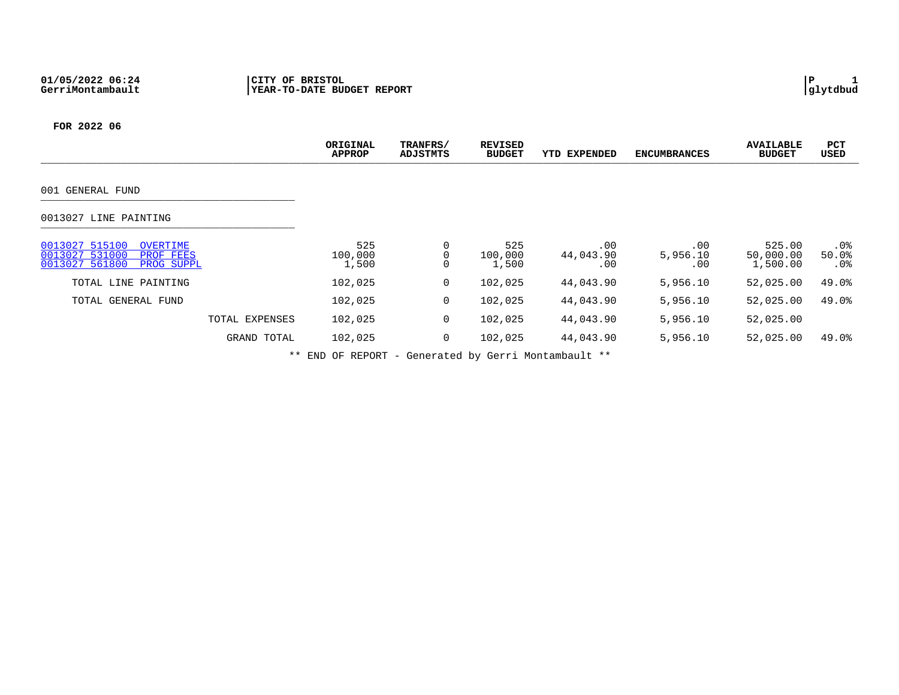01/05/2022 06:24
GerriMontambault

**CITY OF BRISTOL**
**YEAR-TO-DATE BUDGET REPORT**

**FOR 2022 06**

| | ORIGINAL APPROP | TRANFRS/ ADJSTMTS | REVISED BUDGET | YTD EXPENDED | ENCUMBRANCES | AVAILABLE BUDGET | PCT USED |
|---|---|---|---|---|---|---|---|
| 001 GENERAL FUND | | | | | | | |
| 0013027 LINE PAINTING | | | | | | | |
| 0013027 515100 OVERTIME | 525 | 0 | 525 | .00 | .00 | 525.00 | .0% |
| 0013027 531000 PROF FEES | 100,000 | 0 | 100,000 | 44,043.90 | 5,956.10 | 50,000.00 | 50.0% |
| 0013027 561800 PROG SUPPL | 1,500 | 0 | 1,500 | .00 | .00 | 1,500.00 | .0% |
| TOTAL LINE PAINTING | 102,025 | 0 | 102,025 | 44,043.90 | 5,956.10 | 52,025.00 | 49.0% |
| TOTAL GENERAL FUND | 102,025 | 0 | 102,025 | 44,043.90 | 5,956.10 | 52,025.00 | 49.0% |
| TOTAL EXPENSES | 102,025 | 0 | 102,025 | 44,043.90 | 5,956.10 | 52,025.00 | |
| GRAND TOTAL | 102,025 | 0 | 102,025 | 44,043.90 | 5,956.10 | 52,025.00 | 49.0% |

** END OF REPORT - Generated by Gerri Montambault **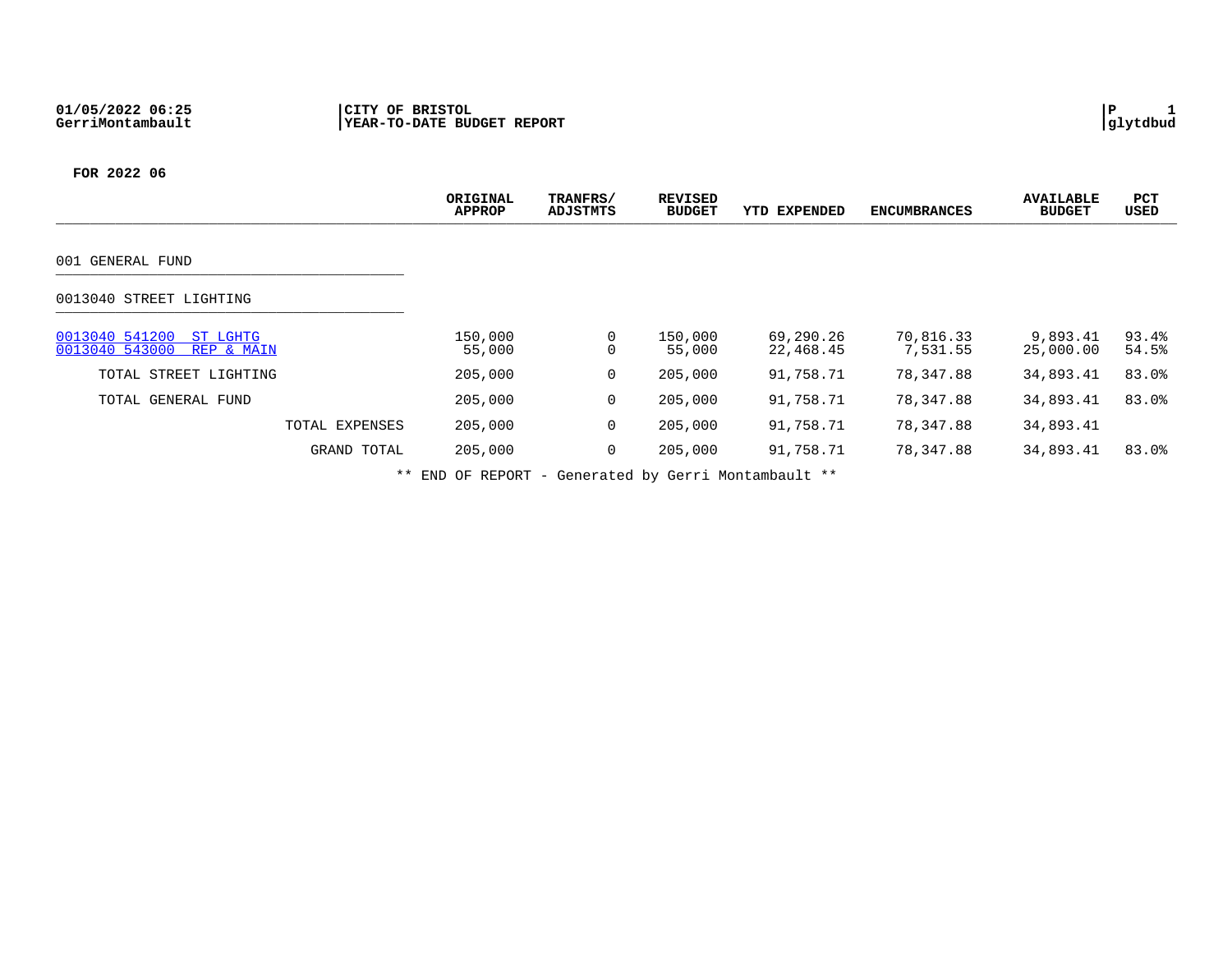01/05/2022 06:25 | CITY OF BRISTOL | P 1
GerriMontambault | YEAR-TO-DATE BUDGET REPORT | glytdbud

**FOR 2022 06**

| | ORIGINAL APPROP | TRANFRS/ ADJSTMTS | REVISED BUDGET | YTD EXPENDED | ENCUMBRANCES | AVAILABLE BUDGET | PCT USED |
|---|---|---|---|---|---|---|---|
| 001 GENERAL FUND | | | | | | | |
| 0013040 STREET LIGHTING | | | | | | | |
| 0013040 541200 ST LGHTG | 150,000 | 0 | 150,000 | 69,290.26 | 70,816.33 | 9,893.41 | 93.4% |
| 0013040 543000 REP & MAIN | 55,000 | 0 | 55,000 | 22,468.45 | 7,531.55 | 25,000.00 | 54.5% |
| TOTAL STREET LIGHTING | 205,000 | 0 | 205,000 | 91,758.71 | 78,347.88 | 34,893.41 | 83.0% |
| TOTAL GENERAL FUND | 205,000 | 0 | 205,000 | 91,758.71 | 78,347.88 | 34,893.41 | 83.0% |
| TOTAL EXPENSES | 205,000 | 0 | 205,000 | 91,758.71 | 78,347.88 | 34,893.41 | |
| GRAND TOTAL | 205,000 | 0 | 205,000 | 91,758.71 | 78,347.88 | 34,893.41 | 83.0% |

** END OF REPORT - Generated by Gerri Montambault **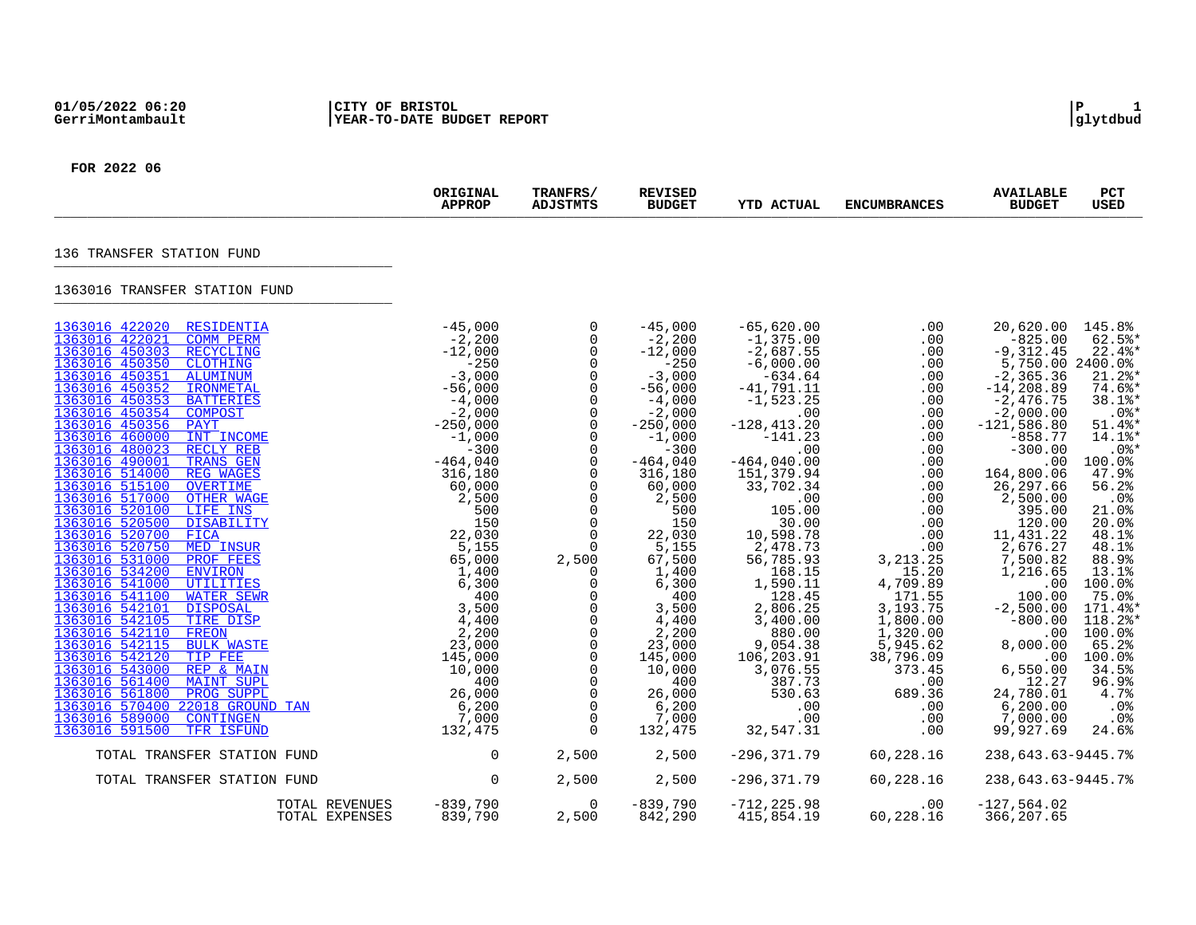01/05/2022 06:20
GerriMontambault

CITY OF BRISTOL
YEAR-TO-DATE BUDGET REPORT

glytdbud

FOR 2022 06

| | ORIGINAL APPROP | TRANFRS/ ADJSTMTS | REVISED BUDGET | YTD ACTUAL | ENCUMBRANCES | AVAILABLE BUDGET | PCT USED |
|---|---|---|---|---|---|---|---|
| **136 TRANSFER STATION FUND** | | | | | | | |
| **1363016 TRANSFER STATION FUND** | | | | | | | |
| 1363016 422020 RESIDENTIA | -45,000 | 0 | -45,000 | -65,620.00 | .00 | 20,620.00 | 145.8% |
| 1363016 422021 COMM PERM | -2,200 | 0 | -2,200 | -1,375.00 | .00 | -825.00 | 62.5%* |
| 1363016 450303 RECYCLING | -12,000 | 0 | -12,000 | -2,687.55 | .00 | -9,312.45 | 22.4%* |
| 1363016 450350 CLOTHING | -250 | 0 | -250 | -6,000.00 | .00 | 5,750.00 | 2400.0% |
| 1363016 450351 ALUMINUM | -3,000 | 0 | -3,000 | -634.64 | .00 | -2,365.36 | 21.2%* |
| 1363016 450352 IRONMETAL | -56,000 | 0 | -56,000 | -41,791.11 | .00 | -14,208.89 | 74.6%* |
| 1363016 450353 BATTERIES | -4,000 | 0 | -4,000 | -1,523.25 | .00 | -2,476.75 | 38.1%* |
| 1363016 450354 COMPOST | -2,000 | 0 | -2,000 | .00 | .00 | -2,000.00 | .0%* |
| 1363016 450356 PAYT | -250,000 | 0 | -250,000 | -128,413.20 | .00 | -121,586.80 | 51.4%* |
| 1363016 460000 INT INCOME | -1,000 | 0 | -1,000 | -141.23 | .00 | -858.77 | 14.1%* |
| 1363016 480023 RECLY REB | -300 | 0 | -300 | .00 | .00 | -300.00 | .0%* |
| 1363016 490001 TRANS GEN | -464,040 | 0 | -464,040 | -464,040.00 | .00 | .00 | 100.0% |
| 1363016 514000 REG WAGES | 316,180 | 0 | 316,180 | 151,379.94 | .00 | 164,800.06 | 47.9% |
| 1363016 515100 OVERTIME | 60,000 | 0 | 60,000 | 33,702.34 | .00 | 26,297.66 | 56.2% |
| 1363016 517000 OTHER WAGE | 2,500 | 0 | 2,500 | .00 | .00 | 2,500.00 | .0% |
| 1363016 520100 LIFE INS | 500 | 0 | 500 | 105.00 | .00 | 395.00 | 21.0% |
| 1363016 520500 DISABILITY | 150 | 0 | 150 | 30.00 | .00 | 120.00 | 20.0% |
| 1363016 520700 FICA | 22,030 | 0 | 22,030 | 10,598.78 | .00 | 11,431.22 | 48.1% |
| 1363016 520750 MED INSUR | 5,155 | 0 | 5,155 | 2,478.73 | .00 | 2,676.27 | 48.1% |
| 1363016 531000 PROF FEES | 65,000 | 2,500 | 67,500 | 56,785.93 | 3,213.25 | 7,500.82 | 88.9% |
| 1363016 534200 ENVIRON | 1,400 | 0 | 1,400 | 168.15 | 15.20 | 1,216.65 | 13.1% |
| 1363016 541000 UTILITIES | 6,300 | 0 | 6,300 | 1,590.11 | 4,709.89 | .00 | 100.0% |
| 1363016 541100 WATER SEWR | 400 | 0 | 400 | 128.45 | 171.55 | 100.00 | 75.0% |
| 1363016 542101 DISPOSAL | 3,500 | 0 | 3,500 | 2,806.25 | 3,193.75 | -2,500.00 | 171.4%* |
| 1363016 542105 TIRE DISP | 4,400 | 0 | 4,400 | 3,400.00 | 1,800.00 | -800.00 | 118.2%* |
| 1363016 542110 FREON | 2,200 | 0 | 2,200 | 880.00 | 1,320.00 | .00 | 100.0% |
| 1363016 542115 BULK WASTE | 23,000 | 0 | 23,000 | 9,054.38 | 5,945.62 | 8,000.00 | 65.2% |
| 1363016 542120 TIP FEE | 145,000 | 0 | 145,000 | 106,203.91 | 38,796.09 | .00 | 100.0% |
| 1363016 543000 REP & MAIN | 10,000 | 0 | 10,000 | 3,076.55 | 373.45 | 6,550.00 | 34.5% |
| 1363016 561400 MAINT SUPL | 400 | 0 | 400 | 387.73 | .00 | 12.27 | 96.9% |
| 1363016 561800 PROG SUPPL | 26,000 | 0 | 26,000 | 530.63 | 689.36 | 24,780.01 | 4.7% |
| 1363016 570400 22018 GROUND TAN | 6,200 | 0 | 6,200 | .00 | .00 | 6,200.00 | .0% |
| 1363016 589000 CONTINGEN | 7,000 | 0 | 7,000 | .00 | .00 | 7,000.00 | .0% |
| 1363016 591500 TFR ISFUND | 132,475 | 0 | 132,475 | 32,547.31 | .00 | 99,927.69 | 24.6% |
| TOTAL TRANSFER STATION FUND | 0 | 2,500 | 2,500 | -296,371.79 | 60,228.16 | 238,643.63 | -9445.7% |
| TOTAL TRANSFER STATION FUND | 0 | 2,500 | 2,500 | -296,371.79 | 60,228.16 | 238,643.63 | -9445.7% |
| TOTAL REVENUES | -839,790 | 0 | -839,790 | -712,225.98 | .00 | -127,564.02 | |
| TOTAL EXPENSES | 839,790 | 2,500 | 842,290 | 415,854.19 | 60,228.16 | 366,207.65 | |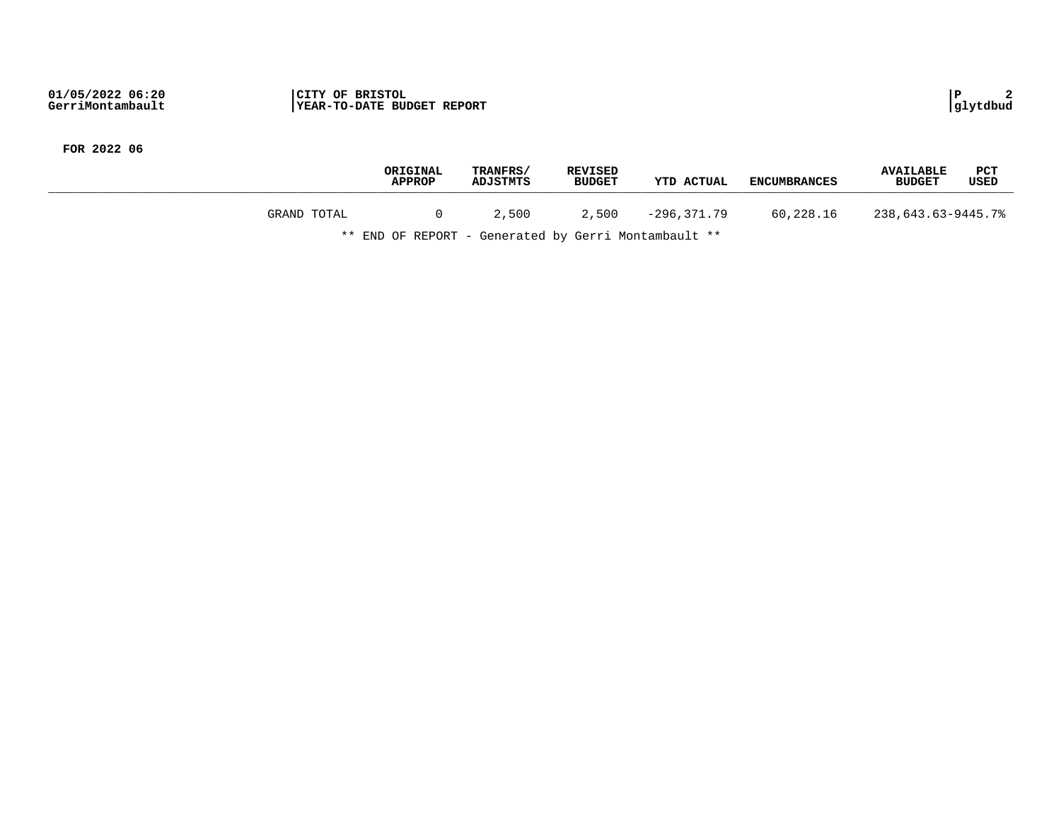**01/05/2022 06:20** | **CITY OF BRISTOL** | **P 2**
**GerriMontambault** | **YEAR-TO-DATE BUDGET REPORT** | **glytdbud**

**FOR 2022 06**

| | ORIGINAL APPROP | TRANFRS/ ADJSTMTS | REVISED BUDGET | YTD ACTUAL | ENCUMBRANCES | AVAILABLE BUDGET | PCT USED |
|---|---|---|---|---|---|---|---|
| GRAND TOTAL | 0 | 2,500 | 2,500 | -296,371.79 | 60,228.16 | 238,643.63 | -9445.7% |

** END OF REPORT - Generated by Gerri Montambault **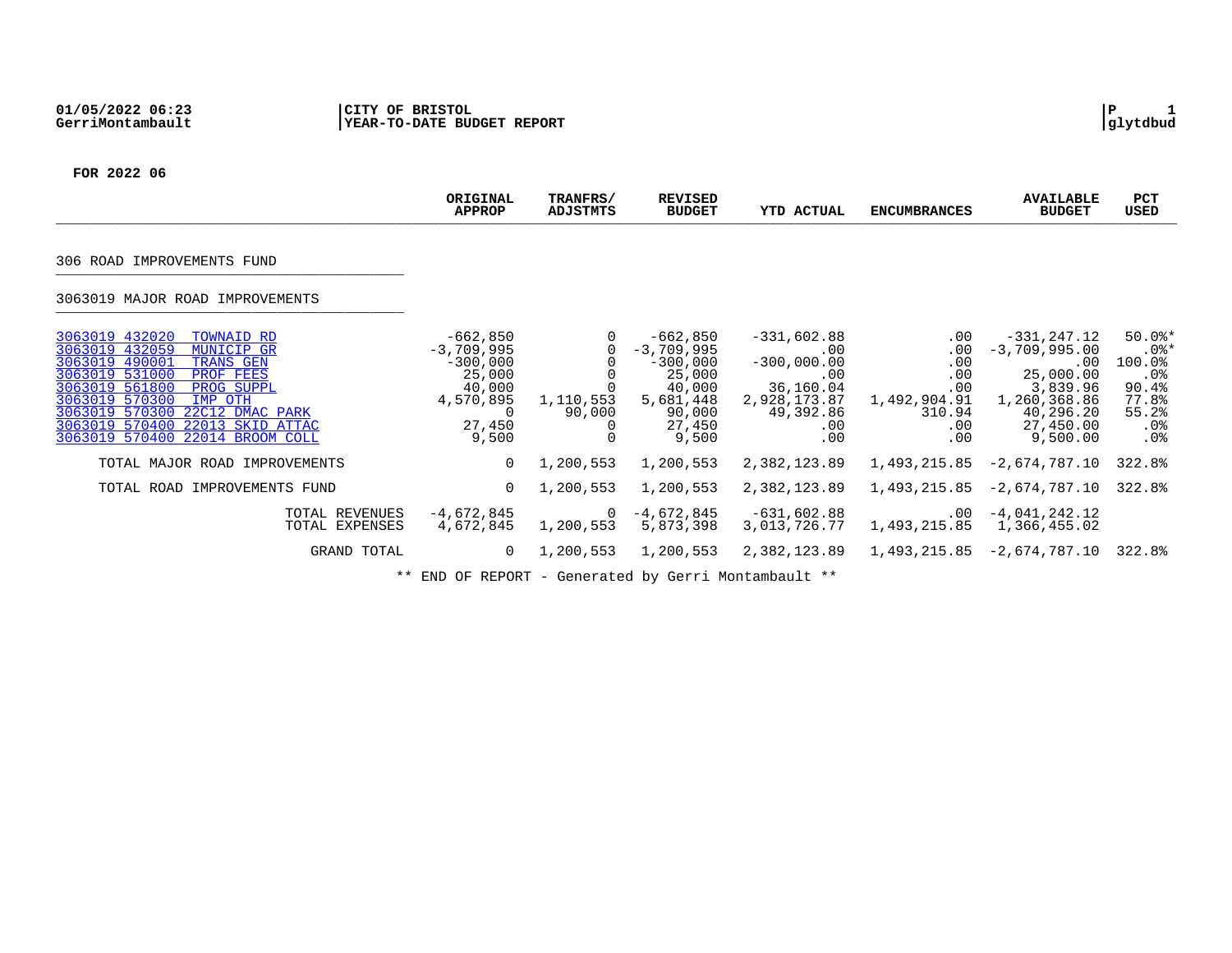01/05/2022 06:23 | CITY OF BRISTOL | P 1
GerriMontambault | YEAR-TO-DATE BUDGET REPORT | glytdbud

**FOR 2022 06**

| | ORIGINAL APPROP | TRANFRS/ ADJSTMTS | REVISED BUDGET | YTD ACTUAL | ENCUMBRANCES | AVAILABLE BUDGET | PCT USED |
|---|---|---|---|---|---|---|---|
| **306 ROAD IMPROVEMENTS FUND** | | | | | | | |
| **3063019 MAJOR ROAD IMPROVEMENTS** | | | | | | | |
| 3063019 432020 TOWNAID RD | -662,850 | 0 | -662,850 | -331,602.88 | .00 | -331,247.12 | 50.0%* |
| 3063019 432059 MUNICIP GR | -3,709,995 | 0 | -3,709,995 | .00 | .00 | -3,709,995.00 | .0%* |
| 3063019 490001 TRANS GEN | -300,000 | 0 | -300,000 | -300,000.00 | .00 | .00 | 100.0% |
| 3063019 531000 PROF FEES | 25,000 | 0 | 25,000 | .00 | .00 | 25,000.00 | .0% |
| 3063019 561800 PROG SUPPL | 40,000 | 0 | 40,000 | 36,160.04 | .00 | 3,839.96 | 90.4% |
| 3063019 570300 IMP OTH | 4,570,895 | 1,110,553 | 5,681,448 | 2,928,173.87 | 1,492,904.91 | 1,260,368.86 | 77.8% |
| 3063019 570300 22C12 DMAC PARK | 0 | 90,000 | 90,000 | 49,392.86 | 310.94 | 40,296.20 | 55.2% |
| 3063019 570400 22013 SKID ATTAC | 27,450 | 0 | 27,450 | .00 | .00 | 27,450.00 | .0% |
| 3063019 570400 22014 BROOM COLL | 9,500 | 0 | 9,500 | .00 | .00 | 9,500.00 | .0% |
| TOTAL MAJOR ROAD IMPROVEMENTS | 0 | 1,200,553 | 1,200,553 | 2,382,123.89 | 1,493,215.85 | -2,674,787.10 | 322.8% |
| TOTAL ROAD IMPROVEMENTS FUND | 0 | 1,200,553 | 1,200,553 | 2,382,123.89 | 1,493,215.85 | -2,674,787.10 | 322.8% |
| TOTAL REVENUES | -4,672,845 | 0 | -4,672,845 | -631,602.88 | .00 | -4,041,242.12 | |
| TOTAL EXPENSES | 4,672,845 | 1,200,553 | 5,873,398 | 3,013,726.77 | 1,493,215.85 | 1,366,455.02 | |
| GRAND TOTAL | 0 | 1,200,553 | 1,200,553 | 2,382,123.89 | 1,493,215.85 | -2,674,787.10 | 322.8% |

** END OF REPORT - Generated by Gerri Montambault **